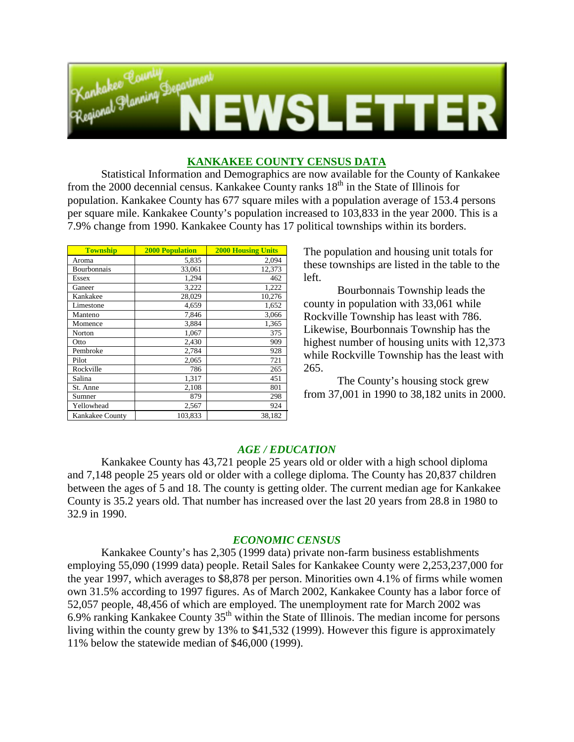# Kankakee County Regional Planning Department NEWSLETTER

## KANKAKEE COUNTY CENSUS DATA

Statistical Information and Demographics are now available for the County of Kankakee from the 2000 decennial census. Kankakee County ranks 18th in the State of Illinois for population. Kankakee County has 677 square miles with a population average of 153.4 persons per square mile. Kankakee County's population increased to 103,833 in the year 2000. This is a 7.9% change from 1990. Kankakee County has 17 political townships within its borders.

| Township | 2000 Population | 2000 Housing Units |
|---|---|---|
| Aroma | 5,835 | 2,094 |
| Bourbonnais | 33,061 | 12,373 |
| Essex | 1,294 | 462 |
| Ganeer | 3,222 | 1,222 |
| Kankakee | 28,029 | 10,276 |
| Limestone | 4,659 | 1,652 |
| Manteno | 7,846 | 3,066 |
| Momence | 3,884 | 1,365 |
| Norton | 1,067 | 375 |
| Otto | 2,430 | 909 |
| Pembroke | 2,784 | 928 |
| Pilot | 2,065 | 721 |
| Rockville | 786 | 265 |
| Salina | 1,317 | 451 |
| St. Anne | 2,108 | 801 |
| Sumner | 879 | 298 |
| Yellowhead | 2,567 | 924 |
| Kankakee County | 103,833 | 38,182 |

The population and housing unit totals for these townships are listed in the table to the left.

Bourbonnais Township leads the county in population with 33,061 while Rockville Township has least with 786. Likewise, Bourbonnais Township has the highest number of housing units with 12,373 while Rockville Township has the least with 265.

The County's housing stock grew from 37,001 in 1990 to 38,182 units in 2000.

### *AGE / EDUCATION*

Kankakee County has 43,721 people 25 years old or older with a high school diploma and 7,148 people 25 years old or older with a college diploma. The County has 20,837 children between the ages of 5 and 18. The county is getting older. The current median age for Kankakee County is 35.2 years old. That number has increased over the last 20 years from 28.8 in 1980 to 32.9 in 1990.

### *ECONOMIC CENSUS*

Kankakee County's has 2,305 (1999 data) private non-farm business establishments employing 55,090 (1999 data) people. Retail Sales for Kankakee County were 2,253,237,000 for the year 1997, which averages to $8,878 per person. Minorities own 4.1% of firms while women own 31.5% according to 1997 figures. As of March 2002, Kankakee County has a labor force of 52,057 people, 48,456 of which are employed. The unemployment rate for March 2002 was 6.9% ranking Kankakee County 35th within the State of Illinois. The median income for persons living within the county grew by 13% to $41,532 (1999). However this figure is approximately 11% below the statewide median of $46,000 (1999).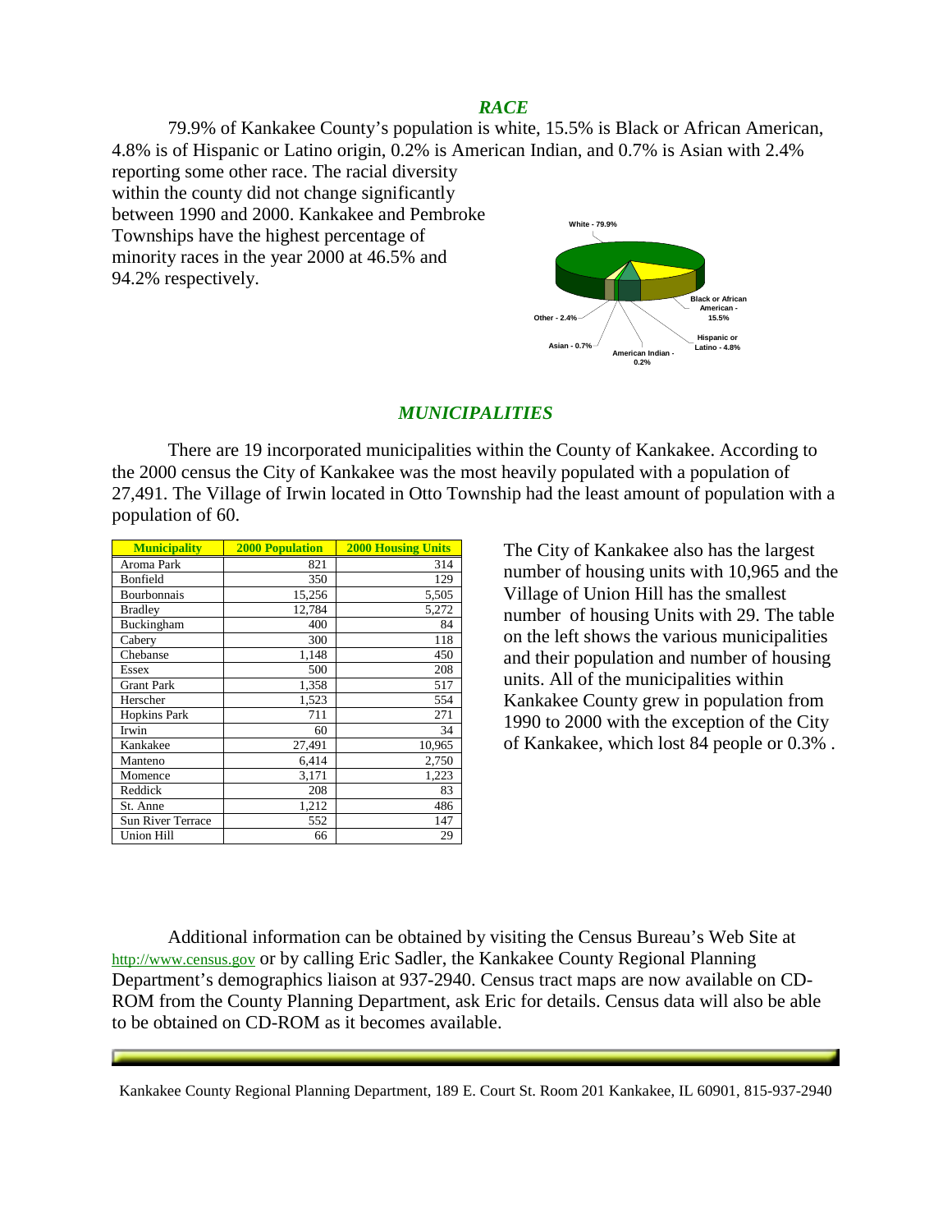## *RACE*

79.9% of Kankakee County's population is white, 15.5% is Black or African American, 4.8% is of Hispanic or Latino origin, 0.2% is American Indian, and 0.7% is Asian with 2.4% reporting some other race. The racial diversity within the county did not change significantly between 1990 and 2000. Kankakee and Pembroke Townships have the highest percentage of minority races in the year 2000 at 46.5% and 94.2% respectively.

White - 79.9%

Black or African American - 15.5%

Hispanic or Latino - 4.8%

American Indian - 0.2%

Asian - 0.7%

Other - 2.4%

## *MUNICIPALITIES*

There are 19 incorporated municipalities within the County of Kankakee. According to the 2000 census the City of Kankakee was the most heavily populated with a population of 27,491. The Village of Irwin located in Otto Township had the least amount of population with a population of 60.

| Municipality | 2000 Population | 2000 Housing Units |
|---|---|---|
| Aroma Park | 821 | 314 |
| Bonfield | 350 | 129 |
| Bourbonnais | 15,256 | 5,505 |
| Bradley | 12,784 | 5,272 |
| Buckingham | 400 | 84 |
| Cabery | 300 | 118 |
| Chebanse | 1,148 | 450 |
| Essex | 500 | 208 |
| Grant Park | 1,358 | 517 |
| Herscher | 1,523 | 554 |
| Hopkins Park | 711 | 271 |
| Irwin | 60 | 34 |
| Kankakee | 27,491 | 10,965 |
| Manteno | 6,414 | 2,750 |
| Momence | 3,171 | 1,223 |
| Reddick | 208 | 83 |
| St. Anne | 1,212 | 486 |
| Sun River Terrace | 552 | 147 |
| Union Hill | 66 | 29 |

The City of Kankakee also has the largest number of housing units with 10,965 and the Village of Union Hill has the smallest number of housing Units with 29. The table on the left shows the various municipalities and their population and number of housing units. All of the municipalities within Kankakee County grew in population from 1990 to 2000 with the exception of the City of Kankakee, which lost 84 people or 0.3% .

Additional information can be obtained by visiting the Census Bureau's Web Site at http://www.census.gov or by calling Eric Sadler, the Kankakee County Regional Planning Department's demographics liaison at 937-2940. Census tract maps are now available on CD-ROM from the County Planning Department, ask Eric for details. Census data will also be able to be obtained on CD-ROM as it becomes available.

Kankakee County Regional Planning Department, 189 E. Court St. Room 201 Kankakee, IL 60901, 815-937-2940